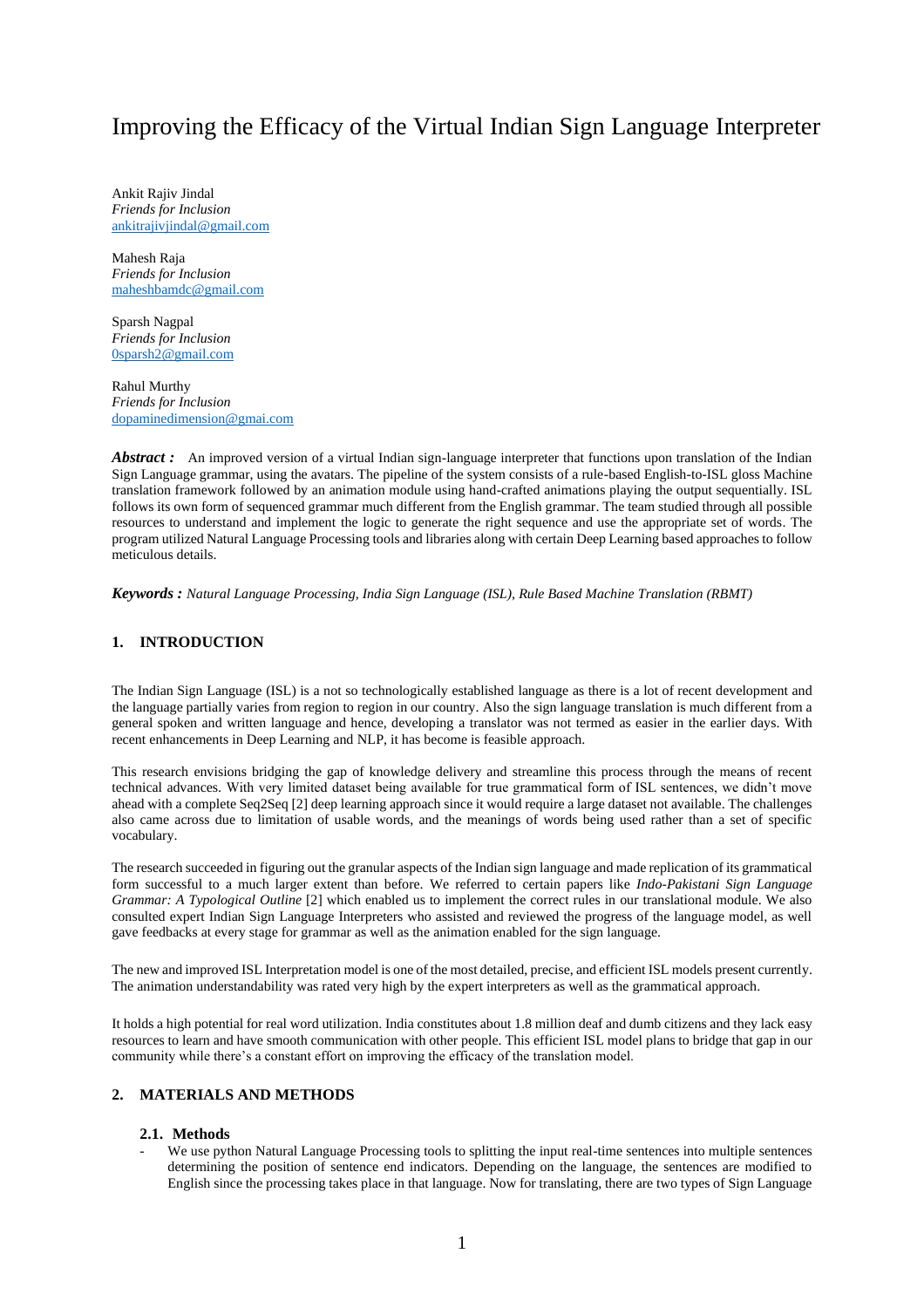# Improving the Efficacy of the Virtual Indian Sign Language Interpreter

Ankit Rajiv Jindal
*Friends for Inclusion*
ankitrajivjindal@gmail.com

Mahesh Raja
*Friends for Inclusion*
maheshbamdc@gmail.com

Sparsh Nagpal
*Friends for Inclusion*
0sparsh2@gmail.com

Rahul Murthy
*Friends for Inclusion*
dopaminedimension@gmai.com

***Abstract :*** An improved version of a virtual Indian sign-language interpreter that functions upon translation of the Indian Sign Language grammar, using the avatars. The pipeline of the system consists of a rule-based English-to-ISL gloss Machine translation framework followed by an animation module using hand-crafted animations playing the output sequentially. ISL follows its own form of sequenced grammar much different from the English grammar. The team studied through all possible resources to understand and implement the logic to generate the right sequence and use the appropriate set of words. The program utilized Natural Language Processing tools and libraries along with certain Deep Learning based approaches to follow meticulous details.

***Keywords :*** *Natural Language Processing, India Sign Language (ISL), Rule Based Machine Translation (RBMT)*

## 1. INTRODUCTION

The Indian Sign Language (ISL) is a not so technologically established language as there is a lot of recent development and the language partially varies from region to region in our country. Also the sign language translation is much different from a general spoken and written language and hence, developing a translator was not termed as easier in the earlier days. With recent enhancements in Deep Learning and NLP, it has become is feasible approach.

This research envisions bridging the gap of knowledge delivery and streamline this process through the means of recent technical advances. With very limited dataset being available for true grammatical form of ISL sentences, we didn't move ahead with a complete Seq2Seq [2] deep learning approach since it would require a large dataset not available. The challenges also came across due to limitation of usable words, and the meanings of words being used rather than a set of specific vocabulary.

The research succeeded in figuring out the granular aspects of the Indian sign language and made replication of its grammatical form successful to a much larger extent than before. We referred to certain papers like *Indo-Pakistani Sign Language Grammar: A Typological Outline* [2] which enabled us to implement the correct rules in our translational module. We also consulted expert Indian Sign Language Interpreters who assisted and reviewed the progress of the language model, as well gave feedbacks at every stage for grammar as well as the animation enabled for the sign language.

The new and improved ISL Interpretation model is one of the most detailed, precise, and efficient ISL models present currently. The animation understandability was rated very high by the expert interpreters as well as the grammatical approach.

It holds a high potential for real word utilization. India constitutes about 1.8 million deaf and dumb citizens and they lack easy resources to learn and have smooth communication with other people. This efficient ISL model plans to bridge that gap in our community while there's a constant effort on improving the efficacy of the translation model.

## 2. MATERIALS AND METHODS

### 2.1. Methods

- We use python Natural Language Processing tools to splitting the input real-time sentences into multiple sentences determining the position of sentence end indicators. Depending on the language, the sentences are modified to English since the processing takes place in that language. Now for translating, there are two types of Sign Language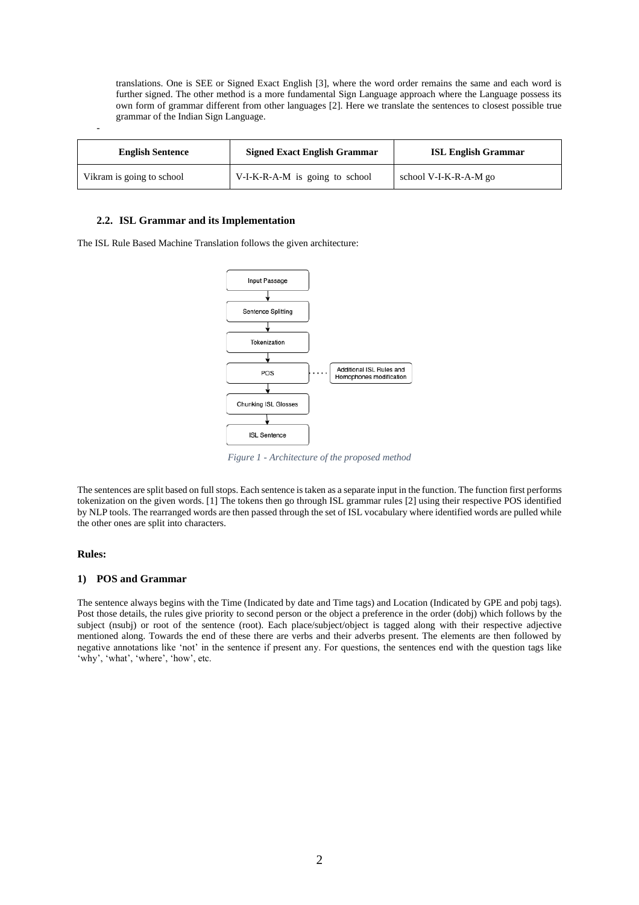translations. One is SEE or Signed Exact English [3], where the word order remains the same and each word is further signed. The other method is a more fundamental Sign Language approach where the Language possess its own form of grammar different from other languages [2]. Here we translate the sentences to closest possible true grammar of the Indian Sign Language.

| English Sentence | Signed Exact English Grammar | ISL English Grammar |
| --- | --- | --- |
| Vikram is going to school | V-I-K-R-A-M is going to school | school V-I-K-R-A-M go |

### 2.2. ISL Grammar and its Implementation

The ISL Rule Based Machine Translation follows the given architecture:

*Figure 1 - Architecture of the proposed method*

The sentences are split based on full stops. Each sentence is taken as a separate input in the function. The function first performs tokenization on the given words. [1] The tokens then go through ISL grammar rules [2] using their respective POS identified by NLP tools. The rearranged words are then passed through the set of ISL vocabulary where identified words are pulled while the other ones are split into characters.

**Rules:**

#### 1) POS and Grammar

The sentence always begins with the Time (Indicated by date and Time tags) and Location (Indicated by GPE and pobj tags). Post those details, the rules give priority to second person or the object a preference in the order (dobj) which follows by the subject (nsubj) or root of the sentence (root). Each place/subject/object is tagged along with their respective adjective mentioned along. Towards the end of these there are verbs and their adverbs present. The elements are then followed by negative annotations like 'not' in the sentence if present any. For questions, the sentences end with the question tags like 'why', 'what', 'where', 'how', etc.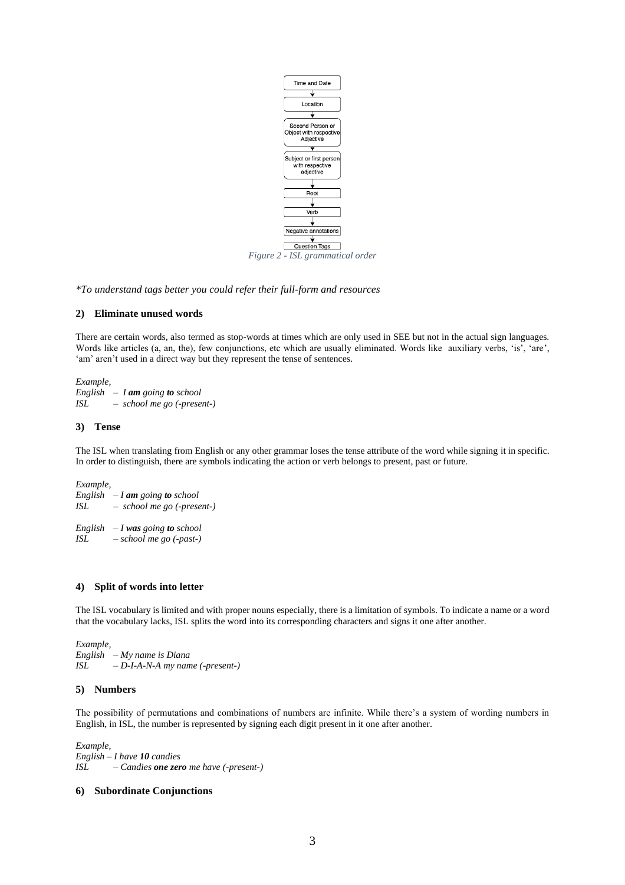Time and Date → Location → Second Person or Object with respective Adjective → Subject or first person with respective adjective → Root → Verb → Negative annotations → Question Tags

*Figure 2 - ISL grammatical order*

*\*To understand tags better you could refer their full-form and resources*

### 2) Eliminate unused words

There are certain words, also termed as stop-words at times which are only used in SEE but not in the actual sign languages. Words like articles (a, an, the), few conjunctions, etc which are usually eliminated. Words like auxiliary verbs, 'is', 'are', 'am' aren't used in a direct way but they represent the tense of sentences.

*Example,*
*English – I **am** going **to** school*
*ISL – school me go (-present-)*

### 3) Tense

The ISL when translating from English or any other grammar loses the tense attribute of the word while signing it in specific. In order to distinguish, there are symbols indicating the action or verb belongs to present, past or future.

*Example,*
*English – I **am** going **to** school*
*ISL – school me go (-present-)*

*English – I **was** going **to** school*
*ISL – school me go (-past-)*

### 4) Split of words into letter

The ISL vocabulary is limited and with proper nouns especially, there is a limitation of symbols. To indicate a name or a word that the vocabulary lacks, ISL splits the word into its corresponding characters and signs it one after another.

*Example,*
*English – My name is Diana*
*ISL – D-I-A-N-A my name (-present-)*

### 5) Numbers

The possibility of permutations and combinations of numbers are infinite. While there's a system of wording numbers in English, in ISL, the number is represented by signing each digit present in it one after another.

*Example,*
*English – I have **10** candies*
*ISL – Candies **one zero** me have (-present-)*

### 6) Subordinate Conjunctions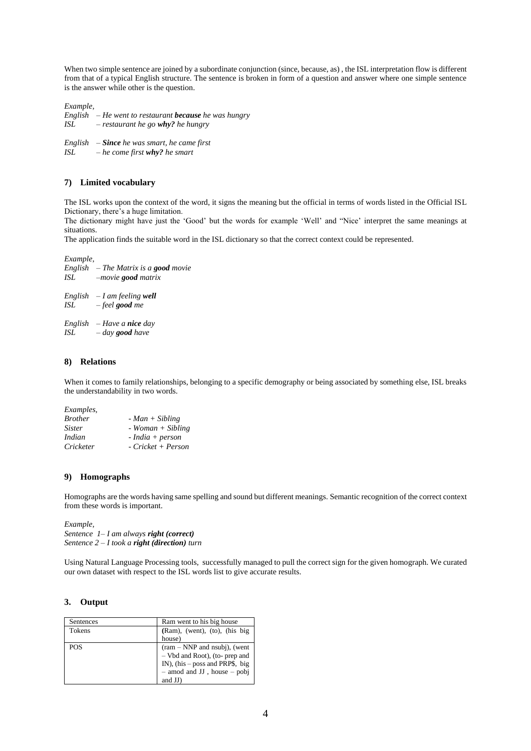When two simple sentence are joined by a subordinate conjunction (since, because, as) , the ISL interpretation flow is different from that of a typical English structure. The sentence is broken in form of a question and answer where one simple sentence is the answer while other is the question.

*Example,*
*English – He went to restaurant **because** he was hungry*
*ISL – restaurant he go **why?** he hungry*

*English – **Since** he was smart, he came first*
*ISL – he come first **why?** he smart*

### 7) Limited vocabulary

The ISL works upon the context of the word, it signs the meaning but the official in terms of words listed in the Official ISL Dictionary, there's a huge limitation.
The dictionary might have just the 'Good' but the words for example 'Well' and "Nice' interpret the same meanings at situations.
The application finds the suitable word in the ISL dictionary so that the correct context could be represented.

*Example,*
*English – The Matrix is a **good** movie*
*ISL –movie **good** matrix*

*English – I am feeling **well***
*ISL – feel **good** me*

*English – Have a **nice** day*
*ISL – day **good** have*

### 8) Relations

When it comes to family relationships, belonging to a specific demography or being associated by something else, ISL breaks the understandability in two words.

*Examples,*
*Brother - Man + Sibling*
*Sister - Woman + Sibling*
*Indian - India + person*
*Cricketer - Cricket + Person*

### 9) Homographs

Homographs are the words having same spelling and sound but different meanings. Semantic recognition of the correct context from these words is important.

*Example,*
*Sentence 1– I am always **right (correct)***
*Sentence 2 – I took a **right (direction)** turn*

Using Natural Language Processing tools, successfully managed to pull the correct sign for the given homograph. We curated our own dataset with respect to the ISL words list to give accurate results.

## 3. Output

| Sentences | Ram went to his big house |
|---|---|
| Tokens | (Ram), (went), (to), (his big house) |
| POS | (ram – NNP and nsubj), (went – Vbd and Root), (to- prep and IN), (his – poss and PRP$, big – amod and JJ , house – pobj and JJ) |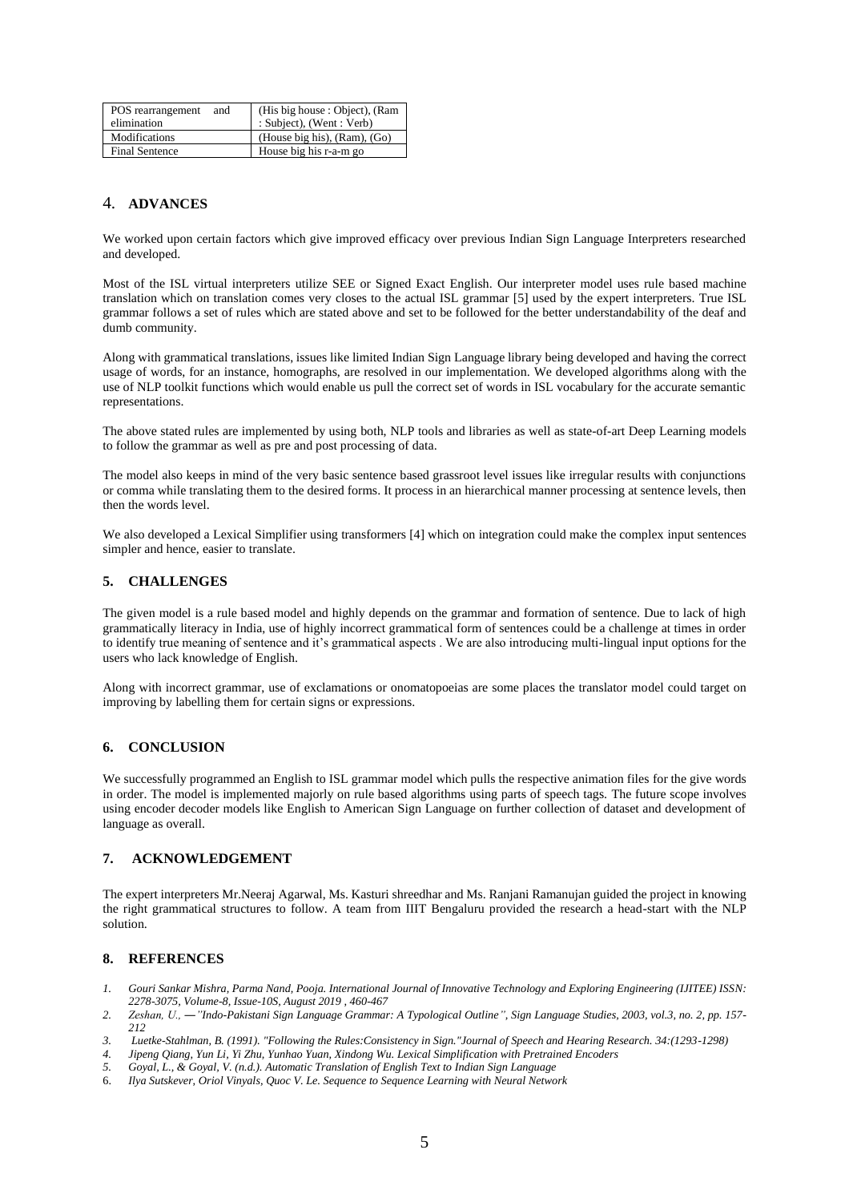| | |
|---|---|
| POS rearrangement and elimination | (His big house : Object), (Ram : Subject), (Went : Verb) |
| Modifications | (House big his), (Ram), (Go) |
| Final Sentence | House big his r-a-m go |

## 4. ADVANCES

We worked upon certain factors which give improved efficacy over previous Indian Sign Language Interpreters researched and developed.

Most of the ISL virtual interpreters utilize SEE or Signed Exact English. Our interpreter model uses rule based machine translation which on translation comes very closes to the actual ISL grammar [5] used by the expert interpreters. True ISL grammar follows a set of rules which are stated above and set to be followed for the better understandability of the deaf and dumb community.

Along with grammatical translations, issues like limited Indian Sign Language library being developed and having the correct usage of words, for an instance, homographs, are resolved in our implementation. We developed algorithms along with the use of NLP toolkit functions which would enable us pull the correct set of words in ISL vocabulary for the accurate semantic representations.

The above stated rules are implemented by using both, NLP tools and libraries as well as state-of-art Deep Learning models to follow the grammar as well as pre and post processing of data.

The model also keeps in mind of the very basic sentence based grassroot level issues like irregular results with conjunctions or comma while translating them to the desired forms. It process in an hierarchical manner processing at sentence levels, then then the words level.

We also developed a Lexical Simplifier using transformers [4] which on integration could make the complex input sentences simpler and hence, easier to translate.

## 5. CHALLENGES

The given model is a rule based model and highly depends on the grammar and formation of sentence. Due to lack of high grammatically literacy in India, use of highly incorrect grammatical form of sentences could be a challenge at times in order to identify true meaning of sentence and it's grammatical aspects . We are also introducing multi-lingual input options for the users who lack knowledge of English.

Along with incorrect grammar, use of exclamations or onomatopoeias are some places the translator model could target on improving by labelling them for certain signs or expressions.

## 6. CONCLUSION

We successfully programmed an English to ISL grammar model which pulls the respective animation files for the give words in order. The model is implemented majorly on rule based algorithms using parts of speech tags. The future scope involves using encoder decoder models like English to American Sign Language on further collection of dataset and development of language as overall.

## 7. ACKNOWLEDGEMENT

The expert interpreters Mr.Neeraj Agarwal, Ms. Kasturi shreedhar and Ms. Ranjani Ramanujan guided the project in knowing the right grammatical structures to follow. A team from IIIT Bengaluru provided the research a head-start with the NLP solution.

## 8. REFERENCES

1. *Gouri Sankar Mishra, Parma Nand, Pooja. International Journal of Innovative Technology and Exploring Engineering (IJITEE) ISSN: 2278-3075, Volume-8, Issue-10S, August 2019 , 460-467*
2. *Zeshan, U., ―"Indo-Pakistani Sign Language Grammar: A Typological Outline", Sign Language Studies, 2003, vol.3, no. 2, pp. 157-212*
3. *Luetke-Stahlman, B. (1991). "Following the Rules:Consistency in Sign."Journal of Speech and Hearing Research. 34:(1293-1298)*
4. *Jipeng Qiang, Yun Li, Yi Zhu, Yunhao Yuan, Xindong Wu. Lexical Simplification with Pretrained Encoders*
5. *Goyal, L., & Goyal, V. (n.d.). Automatic Translation of English Text to Indian Sign Language*
6. *Ilya Sutskever, Oriol Vinyals, Quoc V. Le. Sequence to Sequence Learning with Neural Network*